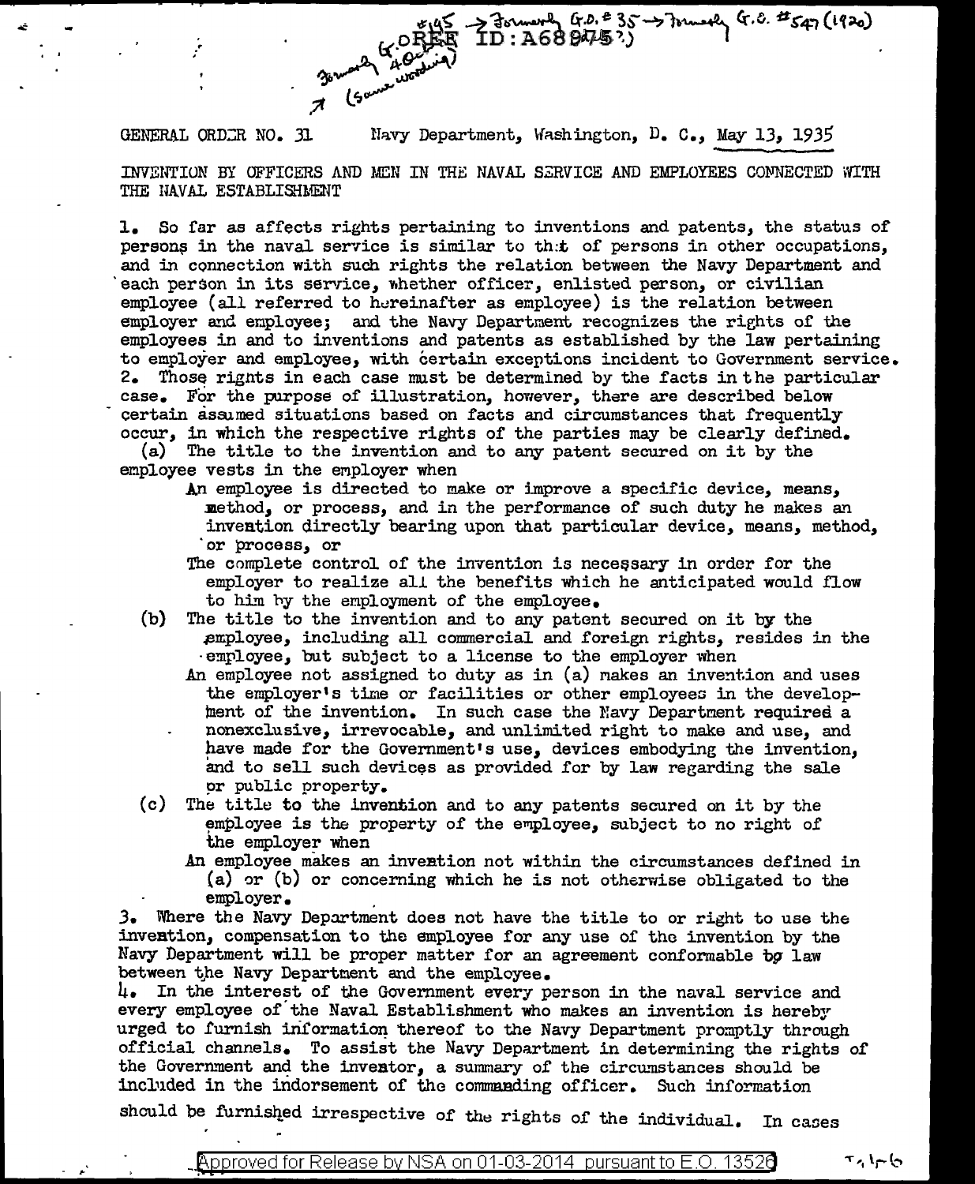GENERAL ORDER NO. 31 Navy Department, Washington, D. C., May 13, 1935

INVENTION BY OFFICERS AND MEN IN THE NAVAL SERVICE AND EMPLOYEES CONNECTED WITH THE NAVAL ESTABLISHMENT

1. So far as affects rights pertaining to inventions and patents, the status of persons in the naval service is similar to that of persons in other occupations, and in connection with such rights the relation between the Navy Department and each person in its service, whether officer, enlisted person, or civilian employee (all referred to hereinafter as employee) is the relation between employer and employee; and the Navy Department recognizes the rights of the employees in and to inventions and patents as established by the law pertaining to employer and employee, with certain exceptions incident to Government service.
2. Those rights in each case must be determined by the facts in the particular case. For the purpose of illustration, however, there are described below certain assumed situations based on facts and circumstances that frequently occur, in which the respective rights of the parties may be clearly defined.

(a) The title to the invention and to any patent secured on it by the employee vests in the employer when

An employee is directed to make or improve a specific device, means, method, or process, and in the performance of such duty he makes an invention directly bearing upon that particular device, means, method, or process, or

The complete control of the invention is necessary in order for the employer to realize all the benefits which he anticipated would flow to him by the employment of the employee.

(b) The title to the invention and to any patent secured on it by the employee, including all commercial and foreign rights, resides in the employee, but subject to a license to the employer when

An employee not assigned to duty as in (a) makes an invention and uses the employer's time or facilities or other employees in the development of the invention. In such case the Navy Department required a nonexclusive, irrevocable, and unlimited right to make and use, and have made for the Government's use, devices embodying the invention, and to sell such devices as provided for by law regarding the sale or public property.

(c) The title to the invention and to any patents secured on it by the employee is the property of the employee, subject to no right of the employer when

An employee makes an invention not within the circumstances defined in (a) or (b) or concerning which he is not otherwise obligated to the employer.

3. Where the Navy Department does not have the title to or right to use the invention, compensation to the employee for any use of the invention by the Navy Department will be proper matter for an agreement conformable to law between the Navy Department and the employee.
4. In the interest of the Government every person in the naval service and every employee of the Naval Establishment who makes an invention is hereby urged to furnish information thereof to the Navy Department promptly through official channels. To assist the Navy Department in determining the rights of the Government and the inventor, a summary of the circumstances should be included in the indorsement of the commanding officer. Such information should be furnished irrespective of the rights of the individual. In cases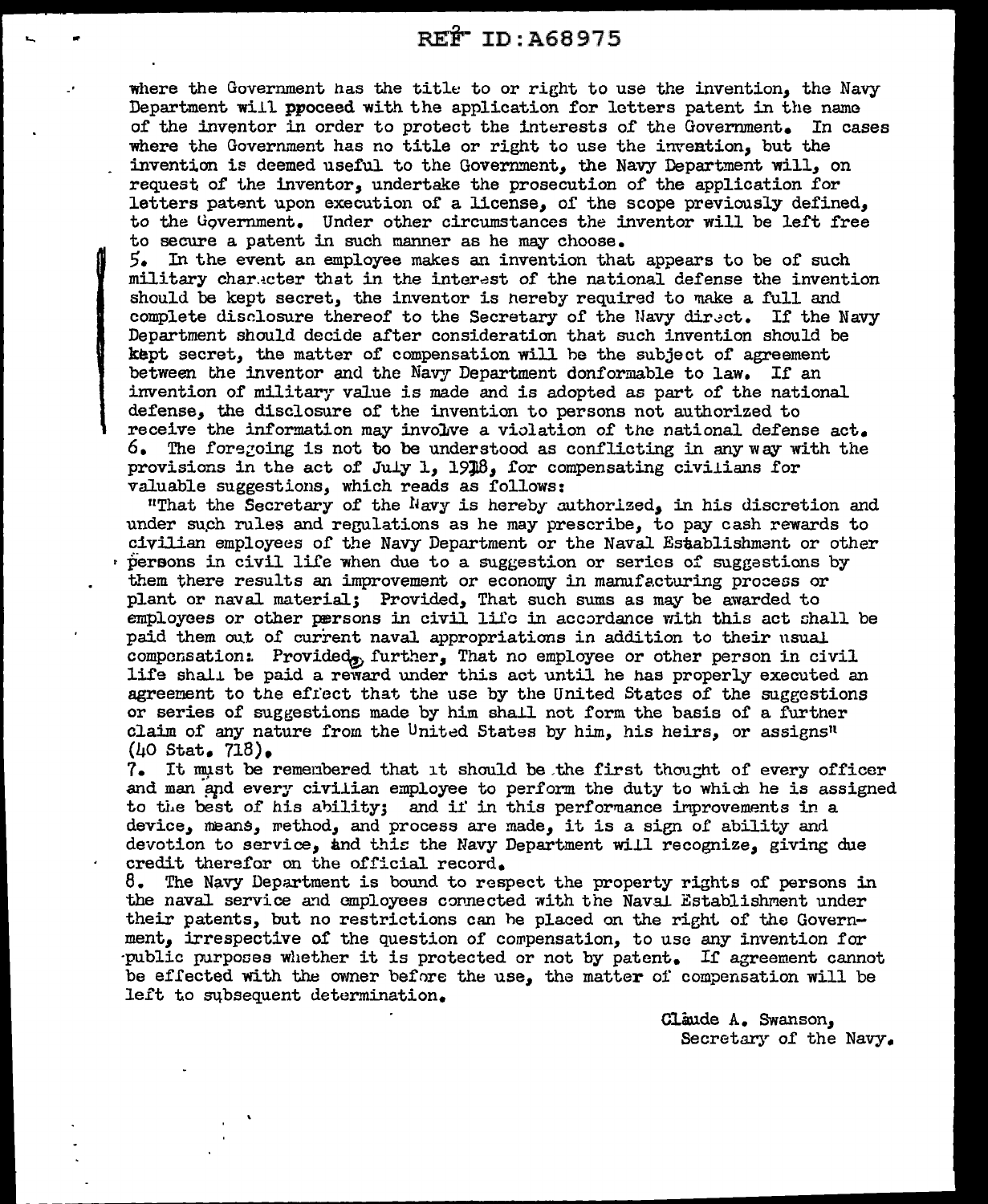where the Government has the title to or right to use the invention, the Navy Department will ppoceed with the application for letters patent in the name of the inventor in order to protect the interests of the Government. In cases where the Government has no title or right to use the invention, but the invention is deemed useful to the Government, the Navy Department will, on request of the inventor, undertake the prosecution of the application for letters patent upon execution of a license, of the scope previously defined, to the Government. Under other circumstances the inventor will be left free to secure a patent in such manner as he may choose.

5. In the event an employee makes an invention that appears to be of such military character that in the interest of the national defense the invention should be kept secret, the inventor is hereby required to make a full and complete disclosure thereof to the Secretary of the Navy direct. If the Navy Department should decide after consideration that such invention should be kept secret, the matter of compensation will be the subject of agreement between the inventor and the Navy Department donformable to law. If an invention of military value is made and is adopted as part of the national defense, the disclosure of the invention to persons not authorized to receive the information may involve a violation of the national defense act.

6. The foregoing is not to be understood as conflicting in any way with the provisions in the act of July 1, 1918, for compensating civilians for valuable suggestions, which reads as follows:

"That the Secretary of the Navy is hereby authorized, in his discretion and under such rules and regulations as he may prescribe, to pay cash rewards to civilian employees of the Navy Department or the Naval Establishment or other persons in civil life when due to a suggestion or series of suggestions by them there results an improvement or economy in manufacturing process or plant or naval material; Provided, That such sums as may be awarded to employees or other persons in civil life in accordance with this act shall be paid them out of current naval appropriations in addition to their usual compensation: Provided, further, That no employee or other person in civil life shall be paid a reward under this act until he has properly executed an agreement to the effect that the use by the United States of the suggestions or series of suggestions made by him shall not form the basis of a further claim of any nature from the United States by him, his heirs, or assigns" (40 Stat. 718).

7. It must be remembered that it should be the first thought of every officer and man and every civilian employee to perform the duty to which he is assigned to the best of his ability; and if in this performance improvements in a device, means, method, and process are made, it is a sign of ability and devotion to service, and this the Navy Department will recognize, giving due credit therefor on the official record.

8. The Navy Department is bound to respect the property rights of persons in the naval service and employees connected with the Naval Establishment under their patents, but no restrictions can be placed on the right of the Government, irrespective of the question of compensation, to use any invention for public purposes whether it is protected or not by patent. If agreement cannot be effected with the owner before the use, the matter of compensation will be left to subsequent determination.

Claude A. Swanson,
Secretary of the Navy.